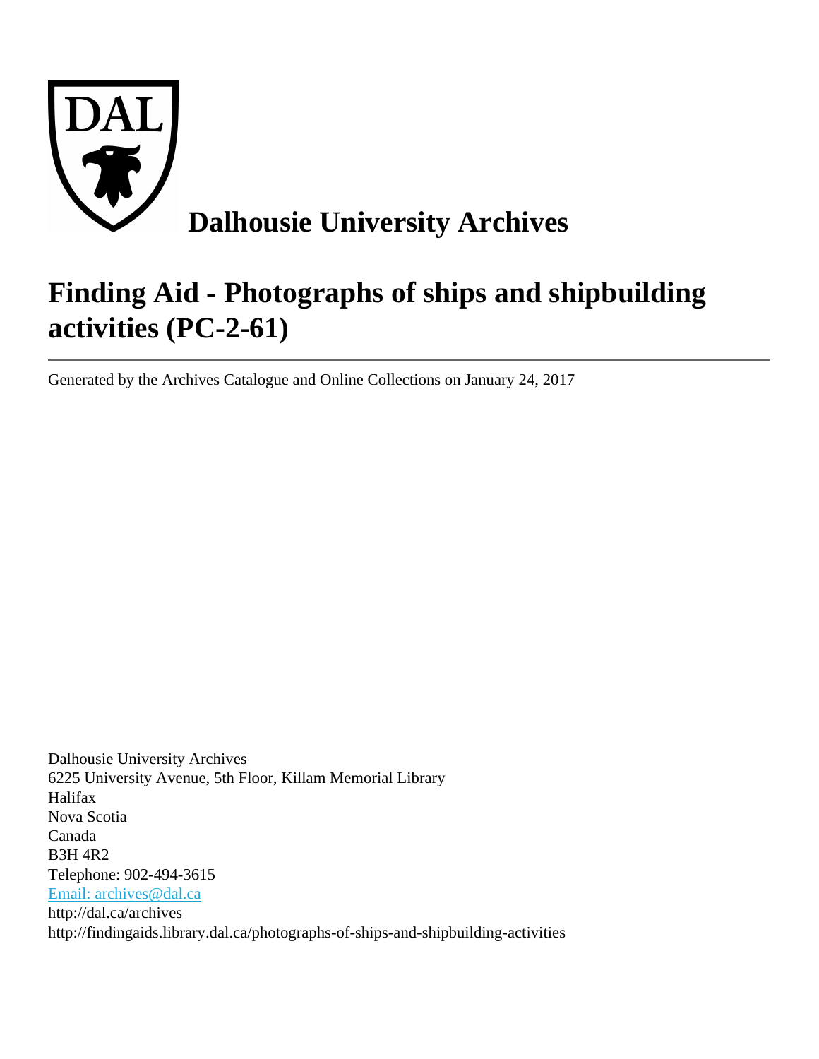# Dalhousie University Archives

# Finding Aid - Photographs of ships and shipbuilding activities (PC-2-61)

---

Generated by the Archives Catalogue and Online Collections on January 24, 2017

Dalhousie University Archives
6225 University Avenue, 5th Floor, Killam Memorial Library
Halifax
Nova Scotia
Canada
B3H 4R2
Telephone: 902-494-3615
Email: archives@dal.ca
http://dal.ca/archives
http://findingaids.library.dal.ca/photographs-of-ships-and-shipbuilding-activities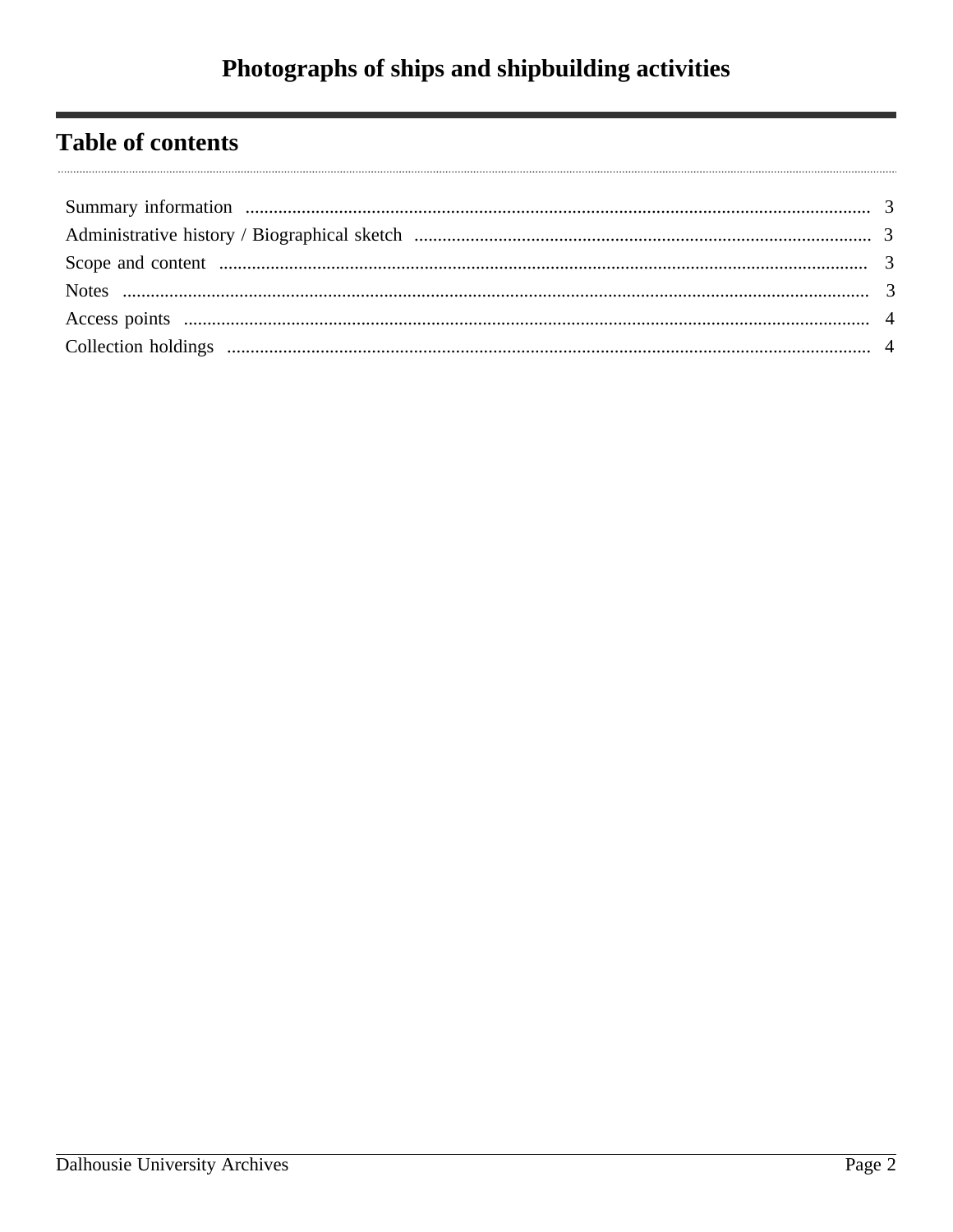# Photographs of ships and shipbuilding activities

## Table of contents

- Summary information ..... 3
- Administrative history / Biographical sketch ..... 3
- Scope and content ..... 3
- Notes ..... 3
- Access points ..... 4
- Collection holdings ..... 4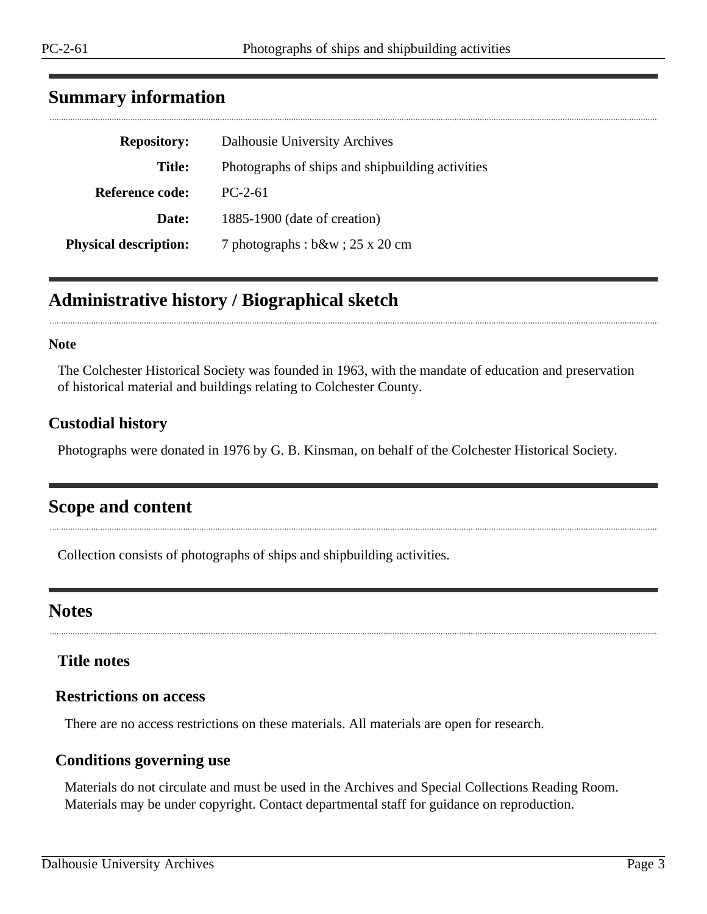## Summary information

| | |
|---|---|
| **Repository:** | Dalhousie University Archives |
| **Title:** | Photographs of ships and shipbuilding activities |
| **Reference code:** | PC-2-61 |
| **Date:** | 1885-1900 (date of creation) |
| **Physical description:** | 7 photographs : b&w ; 25 x 20 cm |

## Administrative history / Biographical sketch

**Note**

The Colchester Historical Society was founded in 1963, with the mandate of education and preservation of historical material and buildings relating to Colchester County.

### Custodial history

Photographs were donated in 1976 by G. B. Kinsman, on behalf of the Colchester Historical Society.

## Scope and content

Collection consists of photographs of ships and shipbuilding activities.

## Notes

### Title notes

### Restrictions on access

There are no access restrictions on these materials. All materials are open for research.

### Conditions governing use

Materials do not circulate and must be used in the Archives and Special Collections Reading Room. Materials may be under copyright. Contact departmental staff for guidance on reproduction.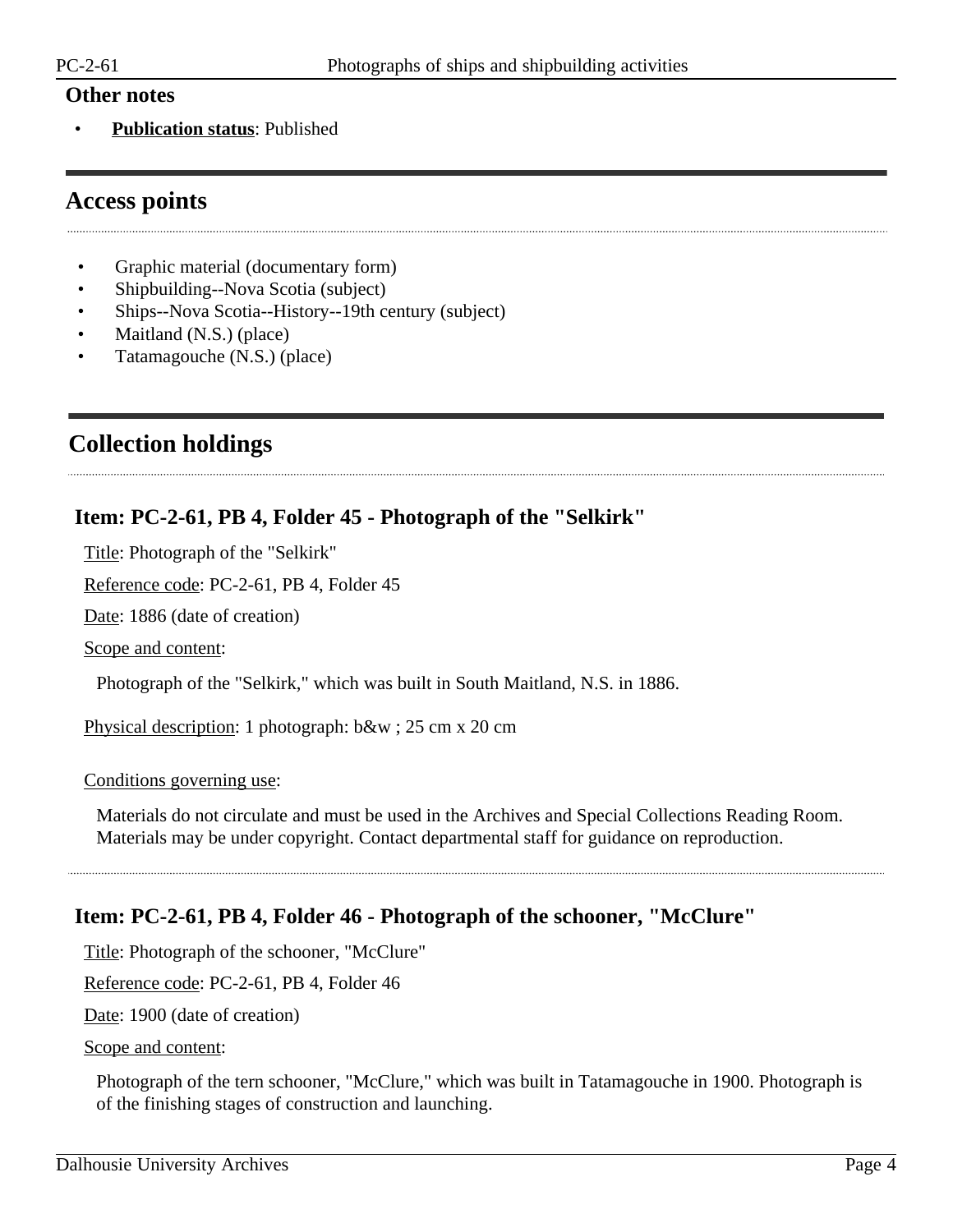### Other notes

- **Publication status**: Published

## Access points

- Graphic material (documentary form)
- Shipbuilding--Nova Scotia (subject)
- Ships--Nova Scotia--History--19th century (subject)
- Maitland (N.S.) (place)
- Tatamagouche (N.S.) (place)

## Collection holdings

### Item: PC-2-61, PB 4, Folder 45 - Photograph of the "Selkirk"

Title: Photograph of the "Selkirk"

Reference code: PC-2-61, PB 4, Folder 45

Date: 1886 (date of creation)

Scope and content:

Photograph of the "Selkirk," which was built in South Maitland, N.S. in 1886.

Physical description: 1 photograph: b&w ; 25 cm x 20 cm

Conditions governing use:

Materials do not circulate and must be used in the Archives and Special Collections Reading Room. Materials may be under copyright. Contact departmental staff for guidance on reproduction.

### Item: PC-2-61, PB 4, Folder 46 - Photograph of the schooner, "McClure"

Title: Photograph of the schooner, "McClure"

Reference code: PC-2-61, PB 4, Folder 46

Date: 1900 (date of creation)

Scope and content:

Photograph of the tern schooner, "McClure," which was built in Tatamagouche in 1900. Photograph is of the finishing stages of construction and launching.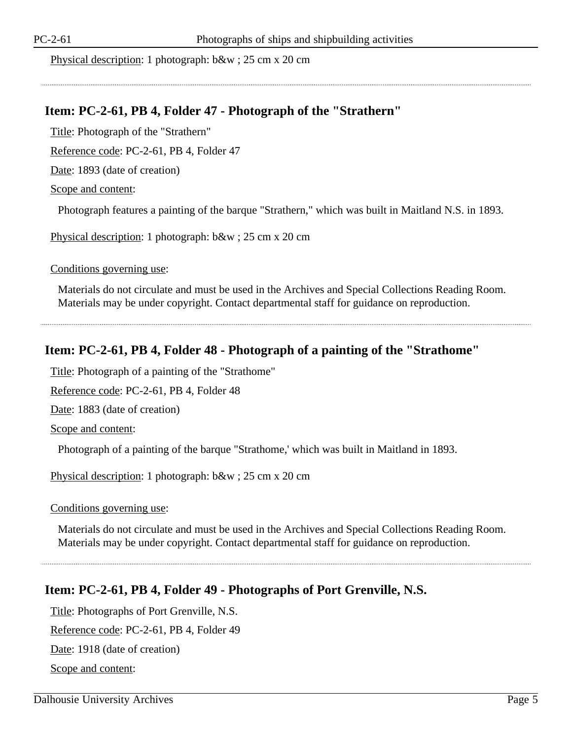Physical description: 1 photograph: b&w ; 25 cm x 20 cm

---

### Item: PC-2-61, PB 4, Folder 47 - Photograph of the "Strathern"

Title: Photograph of the "Strathern"

Reference code: PC-2-61, PB 4, Folder 47

Date: 1893 (date of creation)

Scope and content:

Photograph features a painting of the barque "Strathern," which was built in Maitland N.S. in 1893.

Physical description: 1 photograph: b&w ; 25 cm x 20 cm

Conditions governing use:

Materials do not circulate and must be used in the Archives and Special Collections Reading Room. Materials may be under copyright. Contact departmental staff for guidance on reproduction.

---

### Item: PC-2-61, PB 4, Folder 48 - Photograph of a painting of the "Strathome"

Title: Photograph of a painting of the "Strathome"

Reference code: PC-2-61, PB 4, Folder 48

Date: 1883 (date of creation)

Scope and content:

Photograph of a painting of the barque "Strathome,' which was built in Maitland in 1893.

Physical description: 1 photograph: b&w ; 25 cm x 20 cm

Conditions governing use:

Materials do not circulate and must be used in the Archives and Special Collections Reading Room. Materials may be under copyright. Contact departmental staff for guidance on reproduction.

---

### Item: PC-2-61, PB 4, Folder 49 - Photographs of Port Grenville, N.S.

Title: Photographs of Port Grenville, N.S.

Reference code: PC-2-61, PB 4, Folder 49

Date: 1918 (date of creation)

Scope and content: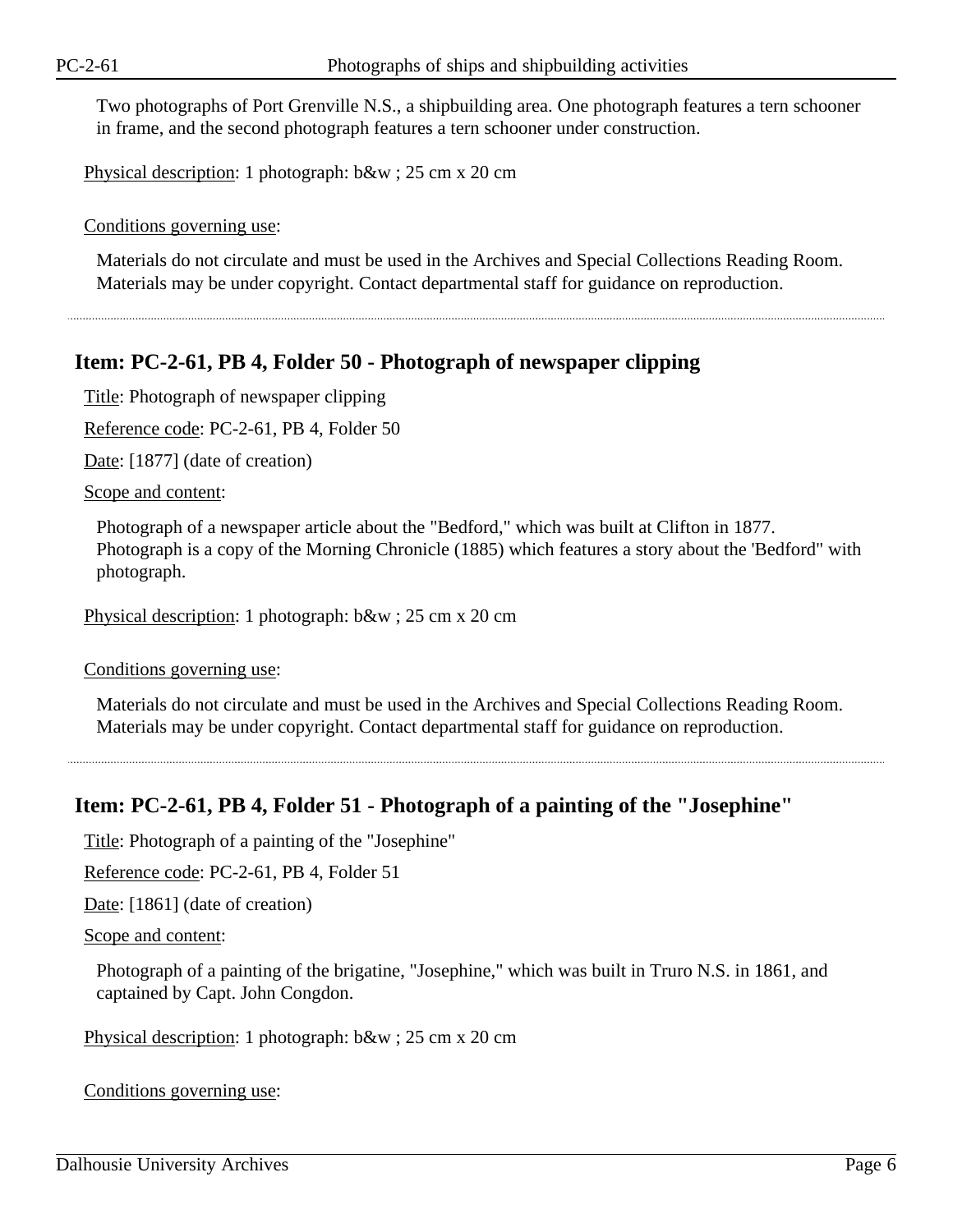Two photographs of Port Grenville N.S., a shipbuilding area. One photograph features a tern schooner in frame, and the second photograph features a tern schooner under construction.

Physical description: 1 photograph: b&w ; 25 cm x 20 cm

Conditions governing use:

Materials do not circulate and must be used in the Archives and Special Collections Reading Room. Materials may be under copyright. Contact departmental staff for guidance on reproduction.

---

## Item: PC-2-61, PB 4, Folder 50 - Photograph of newspaper clipping

Title: Photograph of newspaper clipping

Reference code: PC-2-61, PB 4, Folder 50

Date: [1877] (date of creation)

Scope and content:

Photograph of a newspaper article about the "Bedford," which was built at Clifton in 1877. Photograph is a copy of the Morning Chronicle (1885) which features a story about the 'Bedford" with photograph.

Physical description: 1 photograph: b&w ; 25 cm x 20 cm

Conditions governing use:

Materials do not circulate and must be used in the Archives and Special Collections Reading Room. Materials may be under copyright. Contact departmental staff for guidance on reproduction.

---

## Item: PC-2-61, PB 4, Folder 51 - Photograph of a painting of the "Josephine"

Title: Photograph of a painting of the "Josephine"

Reference code: PC-2-61, PB 4, Folder 51

Date: [1861] (date of creation)

Scope and content:

Photograph of a painting of the brigatine, "Josephine," which was built in Truro N.S. in 1861, and captained by Capt. John Congdon.

Physical description: 1 photograph: b&w ; 25 cm x 20 cm

Conditions governing use: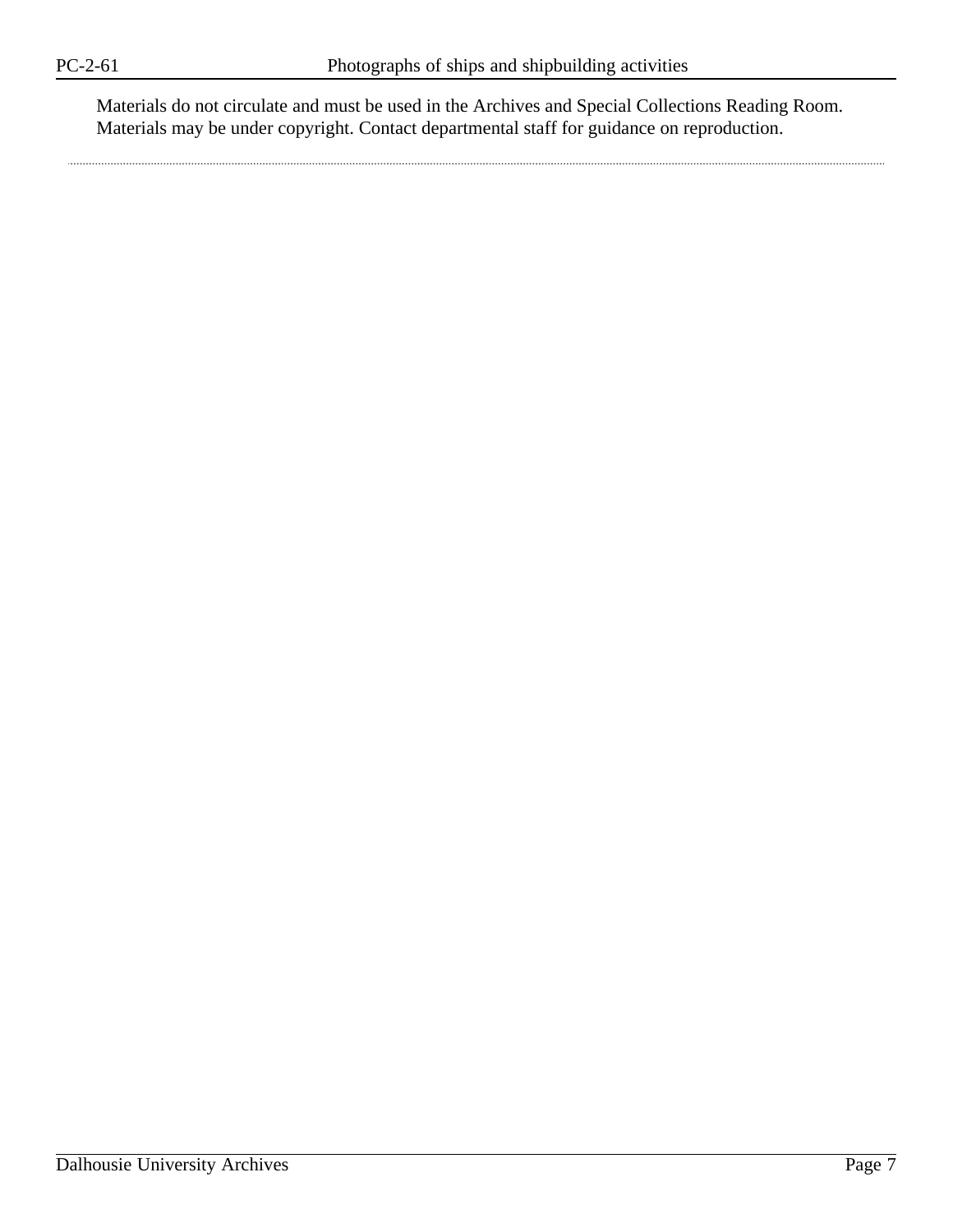Materials do not circulate and must be used in the Archives and Special Collections Reading Room. Materials may be under copyright. Contact departmental staff for guidance on reproduction.